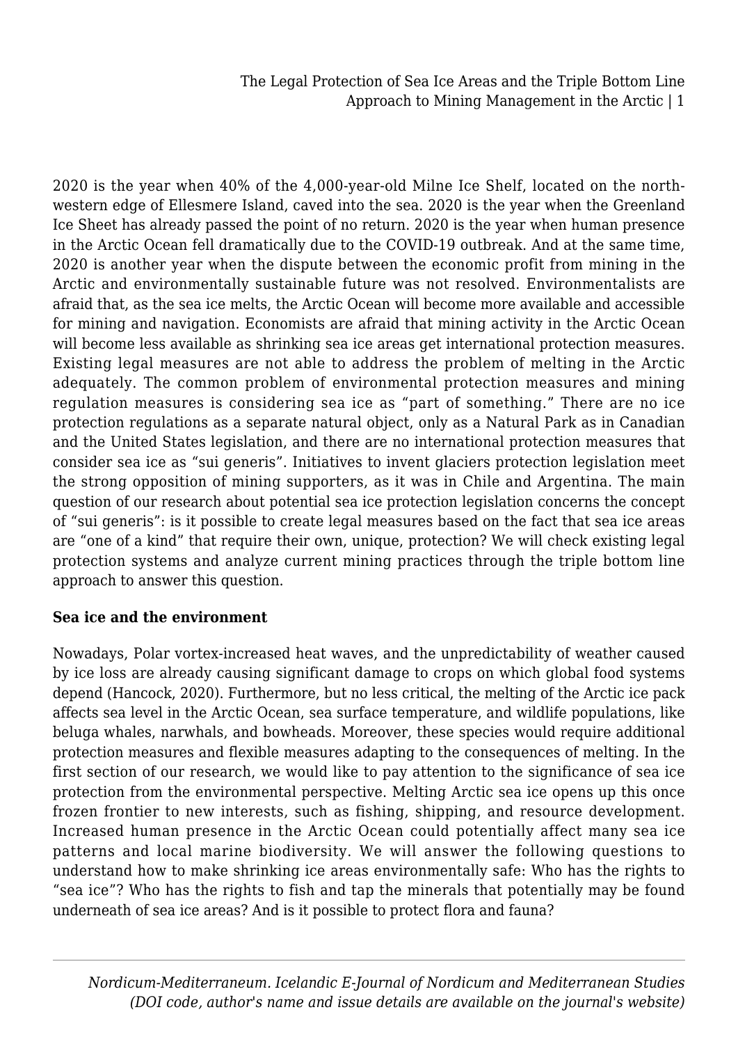2020 is the year when 40% of the 4,000-year-old Milne Ice Shelf, located on the north-western edge of Ellesmere Island, caved into the sea. 2020 is the year when the Greenland Ice Sheet has already passed the point of no return. 2020 is the year when human presence in the Arctic Ocean fell dramatically due to the COVID-19 outbreak. And at the same time, 2020 is another year when the dispute between the economic profit from mining in the Arctic and environmentally sustainable future was not resolved. Environmentalists are afraid that, as the sea ice melts, the Arctic Ocean will become more available and accessible for mining and navigation. Economists are afraid that mining activity in the Arctic Ocean will become less available as shrinking sea ice areas get international protection measures. Existing legal measures are not able to address the problem of melting in the Arctic adequately. The common problem of environmental protection measures and mining regulation measures is considering sea ice as "part of something." There are no ice protection regulations as a separate natural object, only as a Natural Park as in Canadian and the United States legislation, and there are no international protection measures that consider sea ice as "sui generis". Initiatives to invent glaciers protection legislation meet the strong opposition of mining supporters, as it was in Chile and Argentina. The main question of our research about potential sea ice protection legislation concerns the concept of "sui generis": is it possible to create legal measures based on the fact that sea ice areas are "one of a kind" that require their own, unique, protection? We will check existing legal protection systems and analyze current mining practices through the triple bottom line approach to answer this question.

## Sea ice and the environment

Nowadays, Polar vortex-increased heat waves, and the unpredictability of weather caused by ice loss are already causing significant damage to crops on which global food systems depend (Hancock, 2020). Furthermore, but no less critical, the melting of the Arctic ice pack affects sea level in the Arctic Ocean, sea surface temperature, and wildlife populations, like beluga whales, narwhals, and bowheads. Moreover, these species would require additional protection measures and flexible measures adapting to the consequences of melting. In the first section of our research, we would like to pay attention to the significance of sea ice protection from the environmental perspective. Melting Arctic sea ice opens up this once frozen frontier to new interests, such as fishing, shipping, and resource development. Increased human presence in the Arctic Ocean could potentially affect many sea ice patterns and local marine biodiversity. We will answer the following questions to understand how to make shrinking ice areas environmentally safe: Who has the rights to "sea ice"? Who has the rights to fish and tap the minerals that potentially may be found underneath of sea ice areas? And is it possible to protect flora and fauna?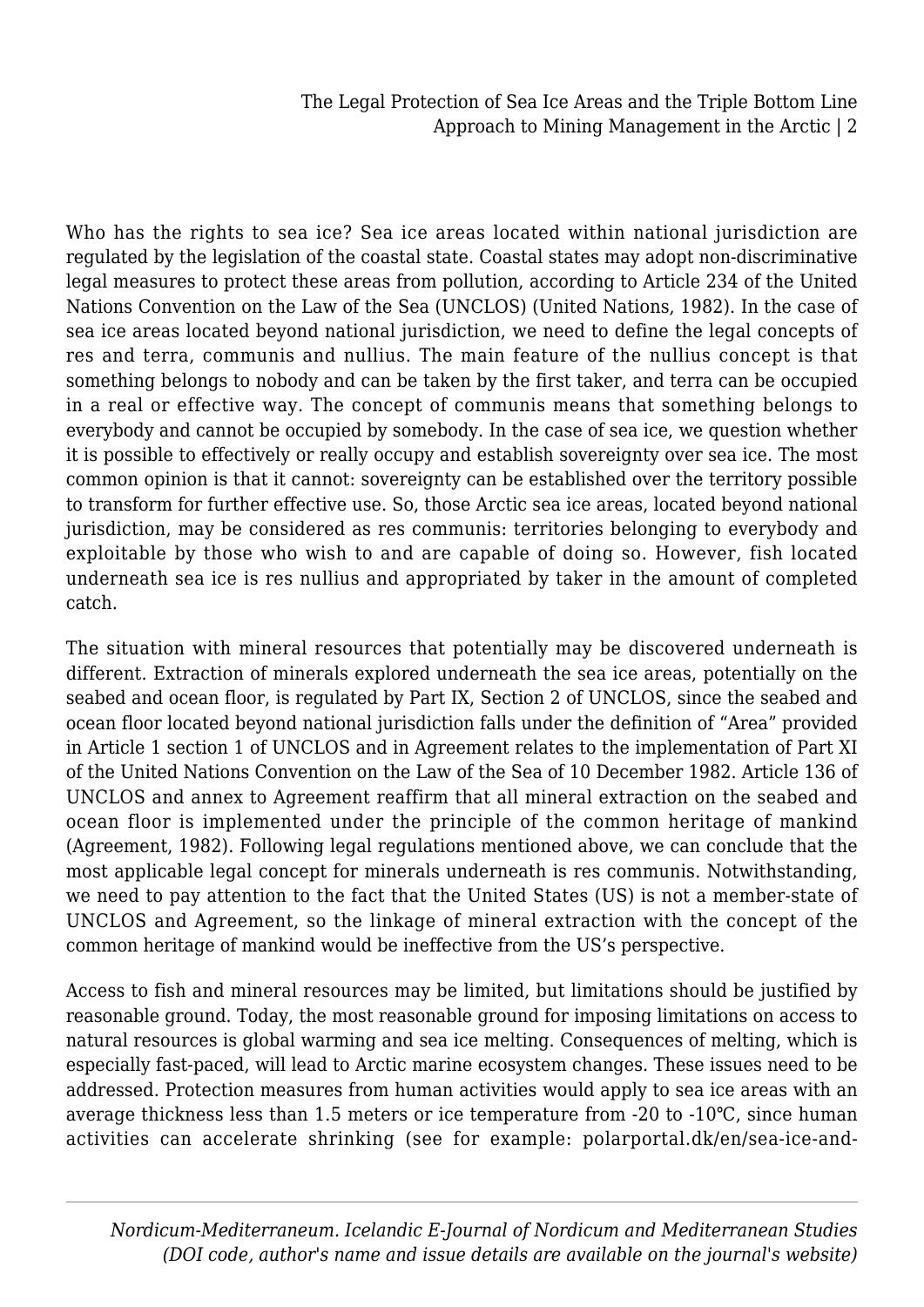Who has the rights to sea ice? Sea ice areas located within national jurisdiction are regulated by the legislation of the coastal state. Coastal states may adopt non-discriminative legal measures to protect these areas from pollution, according to Article 234 of the United Nations Convention on the Law of the Sea (UNCLOS) (United Nations, 1982). In the case of sea ice areas located beyond national jurisdiction, we need to define the legal concepts of res and terra, communis and nullius. The main feature of the nullius concept is that something belongs to nobody and can be taken by the first taker, and terra can be occupied in a real or effective way. The concept of communis means that something belongs to everybody and cannot be occupied by somebody. In the case of sea ice, we question whether it is possible to effectively or really occupy and establish sovereignty over sea ice. The most common opinion is that it cannot: sovereignty can be established over the territory possible to transform for further effective use. So, those Arctic sea ice areas, located beyond national jurisdiction, may be considered as res communis: territories belonging to everybody and exploitable by those who wish to and are capable of doing so. However, fish located underneath sea ice is res nullius and appropriated by taker in the amount of completed catch.

The situation with mineral resources that potentially may be discovered underneath is different. Extraction of minerals explored underneath the sea ice areas, potentially on the seabed and ocean floor, is regulated by Part IX, Section 2 of UNCLOS, since the seabed and ocean floor located beyond national jurisdiction falls under the definition of "Area" provided in Article 1 section 1 of UNCLOS and in Agreement relates to the implementation of Part XI of the United Nations Convention on the Law of the Sea of 10 December 1982. Article 136 of UNCLOS and annex to Agreement reaffirm that all mineral extraction on the seabed and ocean floor is implemented under the principle of the common heritage of mankind (Agreement, 1982). Following legal regulations mentioned above, we can conclude that the most applicable legal concept for minerals underneath is res communis. Notwithstanding, we need to pay attention to the fact that the United States (US) is not a member-state of UNCLOS and Agreement, so the linkage of mineral extraction with the concept of the common heritage of mankind would be ineffective from the US's perspective.

Access to fish and mineral resources may be limited, but limitations should be justified by reasonable ground. Today, the most reasonable ground for imposing limitations on access to natural resources is global warming and sea ice melting. Consequences of melting, which is especially fast-paced, will lead to Arctic marine ecosystem changes. These issues need to be addressed. Protection measures from human activities would apply to sea ice areas with an average thickness less than 1.5 meters or ice temperature from -20 to -10°C, since human activities can accelerate shrinking (see for example: polarportal.dk/en/sea-ice-and-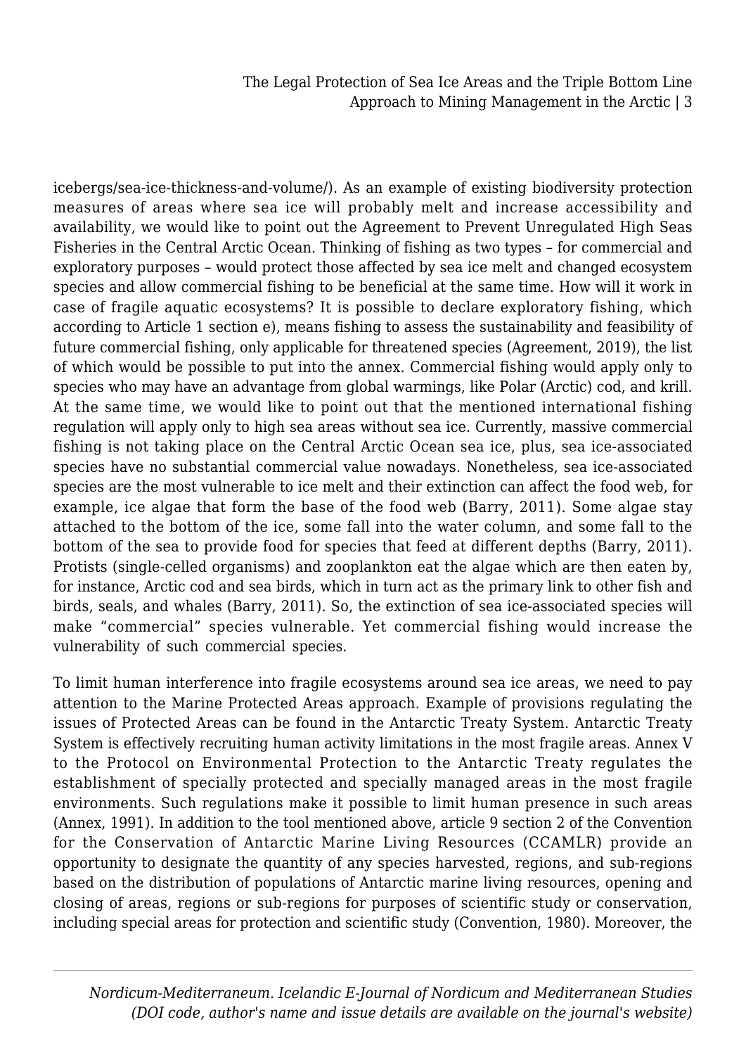icebergs/sea-ice-thickness-and-volume/). As an example of existing biodiversity protection measures of areas where sea ice will probably melt and increase accessibility and availability, we would like to point out the Agreement to Prevent Unregulated High Seas Fisheries in the Central Arctic Ocean. Thinking of fishing as two types – for commercial and exploratory purposes – would protect those affected by sea ice melt and changed ecosystem species and allow commercial fishing to be beneficial at the same time. How will it work in case of fragile aquatic ecosystems? It is possible to declare exploratory fishing, which according to Article 1 section e), means fishing to assess the sustainability and feasibility of future commercial fishing, only applicable for threatened species (Agreement, 2019), the list of which would be possible to put into the annex. Commercial fishing would apply only to species who may have an advantage from global warmings, like Polar (Arctic) cod, and krill. At the same time, we would like to point out that the mentioned international fishing regulation will apply only to high sea areas without sea ice. Currently, massive commercial fishing is not taking place on the Central Arctic Ocean sea ice, plus, sea ice-associated species have no substantial commercial value nowadays. Nonetheless, sea ice-associated species are the most vulnerable to ice melt and their extinction can affect the food web, for example, ice algae that form the base of the food web (Barry, 2011). Some algae stay attached to the bottom of the ice, some fall into the water column, and some fall to the bottom of the sea to provide food for species that feed at different depths (Barry, 2011). Protists (single-celled organisms) and zooplankton eat the algae which are then eaten by, for instance, Arctic cod and sea birds, which in turn act as the primary link to other fish and birds, seals, and whales (Barry, 2011). So, the extinction of sea ice-associated species will make "commercial" species vulnerable. Yet commercial fishing would increase the vulnerability of such commercial species.

To limit human interference into fragile ecosystems around sea ice areas, we need to pay attention to the Marine Protected Areas approach. Example of provisions regulating the issues of Protected Areas can be found in the Antarctic Treaty System. Antarctic Treaty System is effectively recruiting human activity limitations in the most fragile areas. Annex V to the Protocol on Environmental Protection to the Antarctic Treaty regulates the establishment of specially protected and specially managed areas in the most fragile environments. Such regulations make it possible to limit human presence in such areas (Annex, 1991). In addition to the tool mentioned above, article 9 section 2 of the Convention for the Conservation of Antarctic Marine Living Resources (CCAMLR) provide an opportunity to designate the quantity of any species harvested, regions, and sub-regions based on the distribution of populations of Antarctic marine living resources, opening and closing of areas, regions or sub-regions for purposes of scientific study or conservation, including special areas for protection and scientific study (Convention, 1980). Moreover, the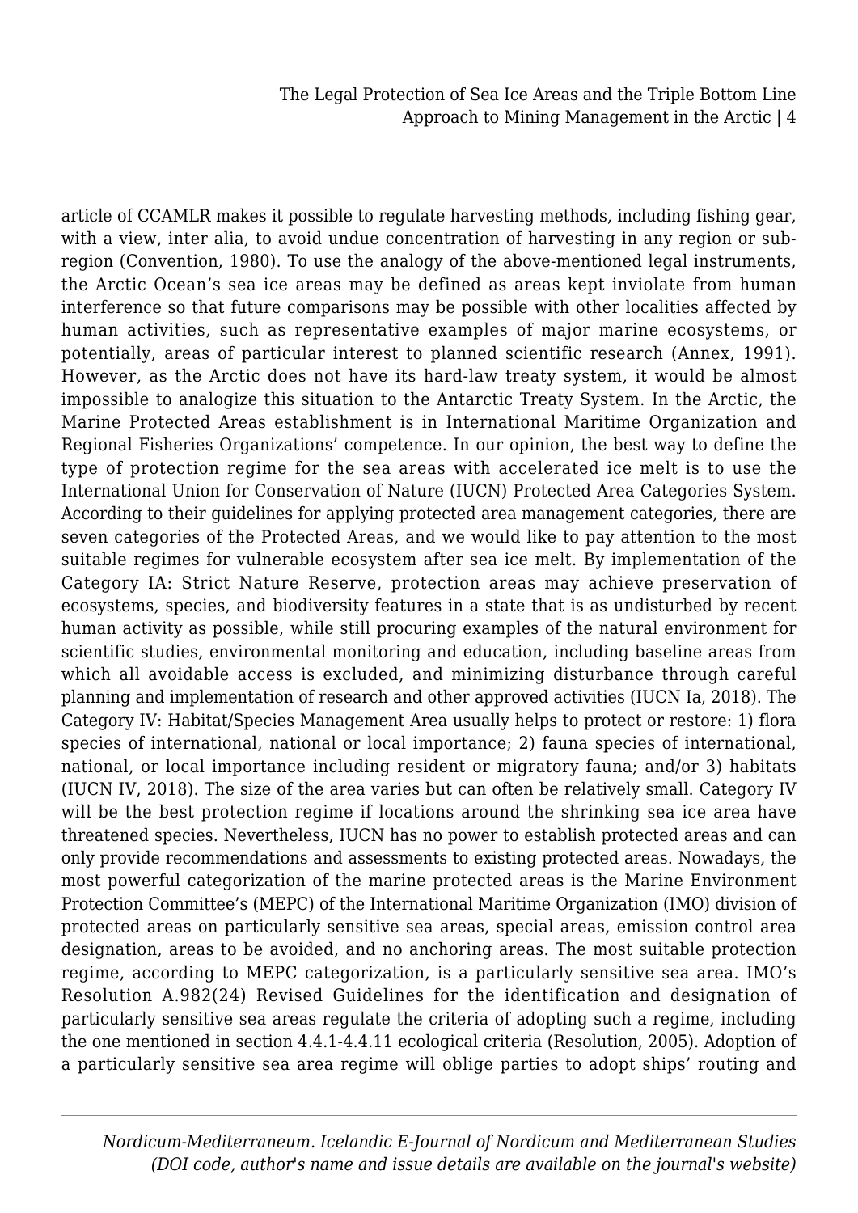article of CCAMLR makes it possible to regulate harvesting methods, including fishing gear, with a view, inter alia, to avoid undue concentration of harvesting in any region or sub-region (Convention, 1980). To use the analogy of the above-mentioned legal instruments, the Arctic Ocean's sea ice areas may be defined as areas kept inviolate from human interference so that future comparisons may be possible with other localities affected by human activities, such as representative examples of major marine ecosystems, or potentially, areas of particular interest to planned scientific research (Annex, 1991). However, as the Arctic does not have its hard-law treaty system, it would be almost impossible to analogize this situation to the Antarctic Treaty System. In the Arctic, the Marine Protected Areas establishment is in International Maritime Organization and Regional Fisheries Organizations' competence. In our opinion, the best way to define the type of protection regime for the sea areas with accelerated ice melt is to use the International Union for Conservation of Nature (IUCN) Protected Area Categories System. According to their guidelines for applying protected area management categories, there are seven categories of the Protected Areas, and we would like to pay attention to the most suitable regimes for vulnerable ecosystem after sea ice melt. By implementation of the Category IA: Strict Nature Reserve, protection areas may achieve preservation of ecosystems, species, and biodiversity features in a state that is as undisturbed by recent human activity as possible, while still procuring examples of the natural environment for scientific studies, environmental monitoring and education, including baseline areas from which all avoidable access is excluded, and minimizing disturbance through careful planning and implementation of research and other approved activities (IUCN Ia, 2018). The Category IV: Habitat/Species Management Area usually helps to protect or restore: 1) flora species of international, national or local importance; 2) fauna species of international, national, or local importance including resident or migratory fauna; and/or 3) habitats (IUCN IV, 2018). The size of the area varies but can often be relatively small. Category IV will be the best protection regime if locations around the shrinking sea ice area have threatened species. Nevertheless, IUCN has no power to establish protected areas and can only provide recommendations and assessments to existing protected areas. Nowadays, the most powerful categorization of the marine protected areas is the Marine Environment Protection Committee's (MEPC) of the International Maritime Organization (IMO) division of protected areas on particularly sensitive sea areas, special areas, emission control area designation, areas to be avoided, and no anchoring areas. The most suitable protection regime, according to MEPC categorization, is a particularly sensitive sea area. IMO's Resolution A.982(24) Revised Guidelines for the identification and designation of particularly sensitive sea areas regulate the criteria of adopting such a regime, including the one mentioned in section 4.4.1-4.4.11 ecological criteria (Resolution, 2005). Adoption of a particularly sensitive sea area regime will oblige parties to adopt ships' routing and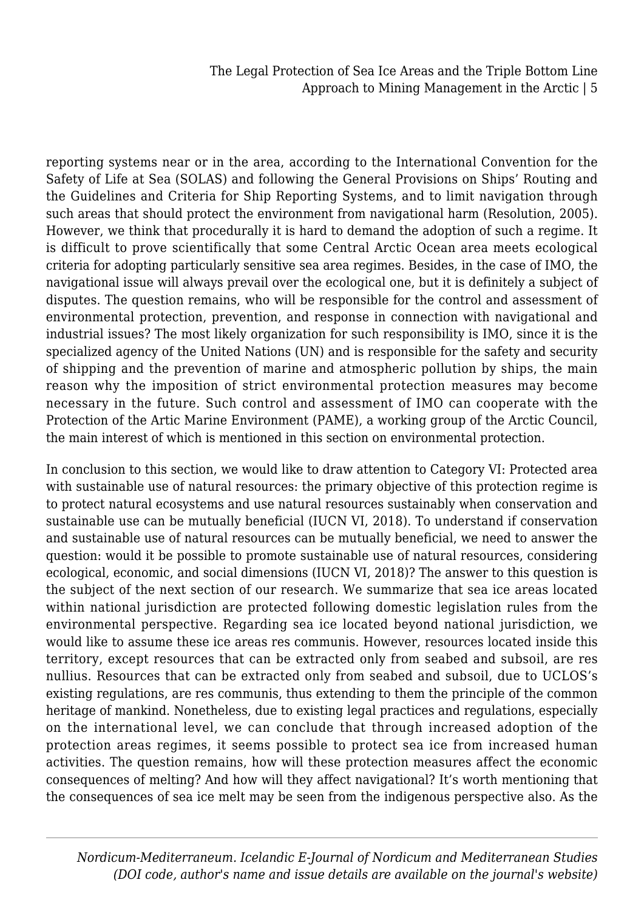reporting systems near or in the area, according to the International Convention for the Safety of Life at Sea (SOLAS) and following the General Provisions on Ships' Routing and the Guidelines and Criteria for Ship Reporting Systems, and to limit navigation through such areas that should protect the environment from navigational harm (Resolution, 2005). However, we think that procedurally it is hard to demand the adoption of such a regime. It is difficult to prove scientifically that some Central Arctic Ocean area meets ecological criteria for adopting particularly sensitive sea area regimes. Besides, in the case of IMO, the navigational issue will always prevail over the ecological one, but it is definitely a subject of disputes. The question remains, who will be responsible for the control and assessment of environmental protection, prevention, and response in connection with navigational and industrial issues? The most likely organization for such responsibility is IMO, since it is the specialized agency of the United Nations (UN) and is responsible for the safety and security of shipping and the prevention of marine and atmospheric pollution by ships, the main reason why the imposition of strict environmental protection measures may become necessary in the future. Such control and assessment of IMO can cooperate with the Protection of the Artic Marine Environment (PAME), a working group of the Arctic Council, the main interest of which is mentioned in this section on environmental protection.

In conclusion to this section, we would like to draw attention to Category VI: Protected area with sustainable use of natural resources: the primary objective of this protection regime is to protect natural ecosystems and use natural resources sustainably when conservation and sustainable use can be mutually beneficial (IUCN VI, 2018). To understand if conservation and sustainable use of natural resources can be mutually beneficial, we need to answer the question: would it be possible to promote sustainable use of natural resources, considering ecological, economic, and social dimensions (IUCN VI, 2018)? The answer to this question is the subject of the next section of our research. We summarize that sea ice areas located within national jurisdiction are protected following domestic legislation rules from the environmental perspective. Regarding sea ice located beyond national jurisdiction, we would like to assume these ice areas res communis. However, resources located inside this territory, except resources that can be extracted only from seabed and subsoil, are res nullius. Resources that can be extracted only from seabed and subsoil, due to UCLOS's existing regulations, are res communis, thus extending to them the principle of the common heritage of mankind. Nonetheless, due to existing legal practices and regulations, especially on the international level, we can conclude that through increased adoption of the protection areas regimes, it seems possible to protect sea ice from increased human activities. The question remains, how will these protection measures affect the economic consequences of melting? And how will they affect navigational? It's worth mentioning that the consequences of sea ice melt may be seen from the indigenous perspective also. As the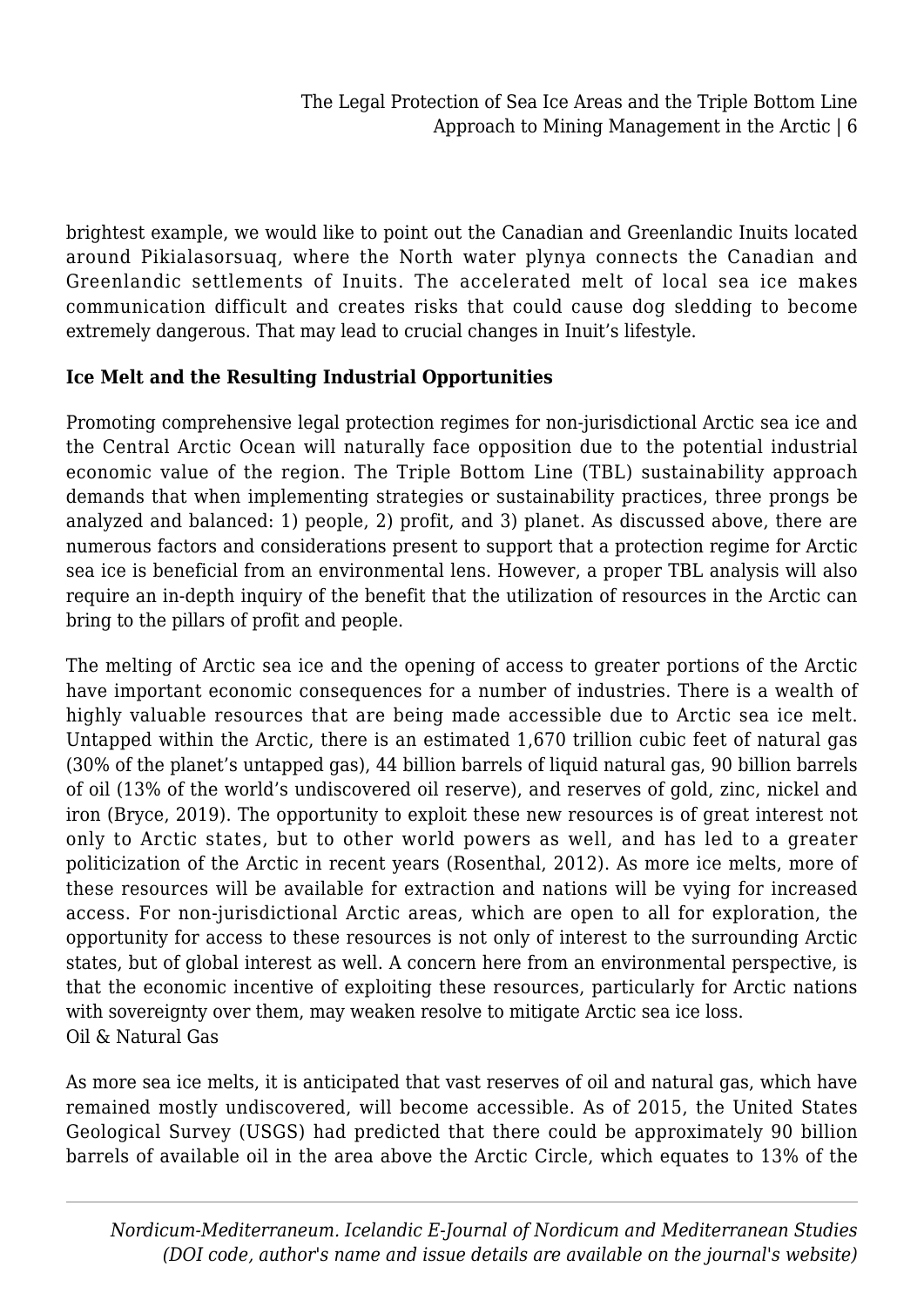brightest example, we would like to point out the Canadian and Greenlandic Inuits located around Pikialasorsuaq, where the North water plynya connects the Canadian and Greenlandic settlements of Inuits. The accelerated melt of local sea ice makes communication difficult and creates risks that could cause dog sledding to become extremely dangerous. That may lead to crucial changes in Inuit's lifestyle.

## Ice Melt and the Resulting Industrial Opportunities

Promoting comprehensive legal protection regimes for non-jurisdictional Arctic sea ice and the Central Arctic Ocean will naturally face opposition due to the potential industrial economic value of the region. The Triple Bottom Line (TBL) sustainability approach demands that when implementing strategies or sustainability practices, three prongs be analyzed and balanced: 1) people, 2) profit, and 3) planet. As discussed above, there are numerous factors and considerations present to support that a protection regime for Arctic sea ice is beneficial from an environmental lens. However, a proper TBL analysis will also require an in-depth inquiry of the benefit that the utilization of resources in the Arctic can bring to the pillars of profit and people.

The melting of Arctic sea ice and the opening of access to greater portions of the Arctic have important economic consequences for a number of industries. There is a wealth of highly valuable resources that are being made accessible due to Arctic sea ice melt. Untapped within the Arctic, there is an estimated 1,670 trillion cubic feet of natural gas (30% of the planet's untapped gas), 44 billion barrels of liquid natural gas, 90 billion barrels of oil (13% of the world's undiscovered oil reserve), and reserves of gold, zinc, nickel and iron (Bryce, 2019). The opportunity to exploit these new resources is of great interest not only to Arctic states, but to other world powers as well, and has led to a greater politicization of the Arctic in recent years (Rosenthal, 2012). As more ice melts, more of these resources will be available for extraction and nations will be vying for increased access. For non-jurisdictional Arctic areas, which are open to all for exploration, the opportunity for access to these resources is not only of interest to the surrounding Arctic states, but of global interest as well. A concern here from an environmental perspective, is that the economic incentive of exploiting these resources, particularly for Arctic nations with sovereignty over them, may weaken resolve to mitigate Arctic sea ice loss.

### Oil & Natural Gas

As more sea ice melts, it is anticipated that vast reserves of oil and natural gas, which have remained mostly undiscovered, will become accessible. As of 2015, the United States Geological Survey (USGS) had predicted that there could be approximately 90 billion barrels of available oil in the area above the Arctic Circle, which equates to 13% of the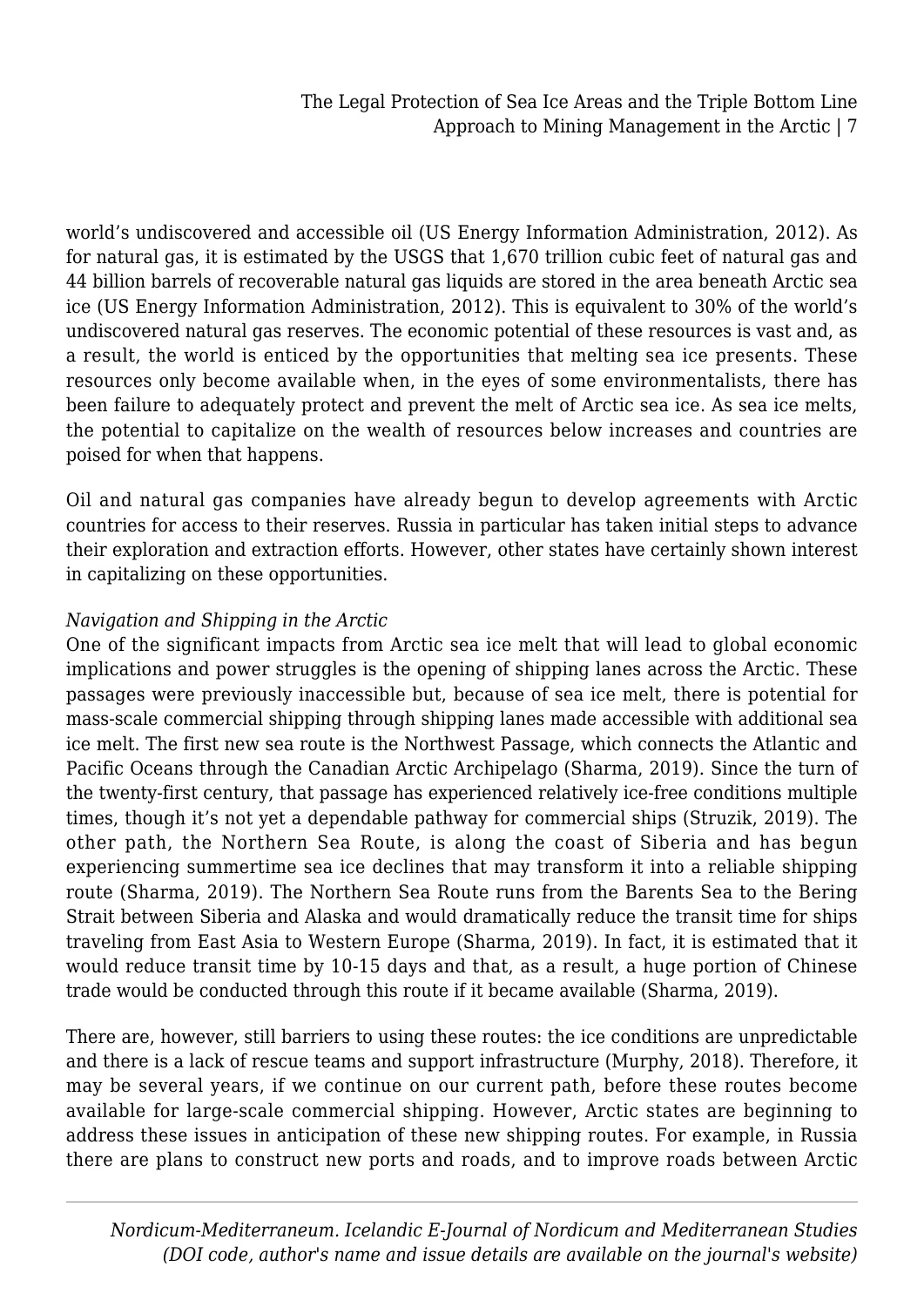world's undiscovered and accessible oil (US Energy Information Administration, 2012). As for natural gas, it is estimated by the USGS that 1,670 trillion cubic feet of natural gas and 44 billion barrels of recoverable natural gas liquids are stored in the area beneath Arctic sea ice (US Energy Information Administration, 2012). This is equivalent to 30% of the world's undiscovered natural gas reserves. The economic potential of these resources is vast and, as a result, the world is enticed by the opportunities that melting sea ice presents. These resources only become available when, in the eyes of some environmentalists, there has been failure to adequately protect and prevent the melt of Arctic sea ice. As sea ice melts, the potential to capitalize on the wealth of resources below increases and countries are poised for when that happens.

Oil and natural gas companies have already begun to develop agreements with Arctic countries for access to their reserves. Russia in particular has taken initial steps to advance their exploration and extraction efforts. However, other states have certainly shown interest in capitalizing on these opportunities.

*Navigation and Shipping in the Arctic*

One of the significant impacts from Arctic sea ice melt that will lead to global economic implications and power struggles is the opening of shipping lanes across the Arctic. These passages were previously inaccessible but, because of sea ice melt, there is potential for mass-scale commercial shipping through shipping lanes made accessible with additional sea ice melt. The first new sea route is the Northwest Passage, which connects the Atlantic and Pacific Oceans through the Canadian Arctic Archipelago (Sharma, 2019). Since the turn of the twenty-first century, that passage has experienced relatively ice-free conditions multiple times, though it's not yet a dependable pathway for commercial ships (Struzik, 2019). The other path, the Northern Sea Route, is along the coast of Siberia and has begun experiencing summertime sea ice declines that may transform it into a reliable shipping route (Sharma, 2019). The Northern Sea Route runs from the Barents Sea to the Bering Strait between Siberia and Alaska and would dramatically reduce the transit time for ships traveling from East Asia to Western Europe (Sharma, 2019). In fact, it is estimated that it would reduce transit time by 10-15 days and that, as a result, a huge portion of Chinese trade would be conducted through this route if it became available (Sharma, 2019).

There are, however, still barriers to using these routes: the ice conditions are unpredictable and there is a lack of rescue teams and support infrastructure (Murphy, 2018). Therefore, it may be several years, if we continue on our current path, before these routes become available for large-scale commercial shipping. However, Arctic states are beginning to address these issues in anticipation of these new shipping routes. For example, in Russia there are plans to construct new ports and roads, and to improve roads between Arctic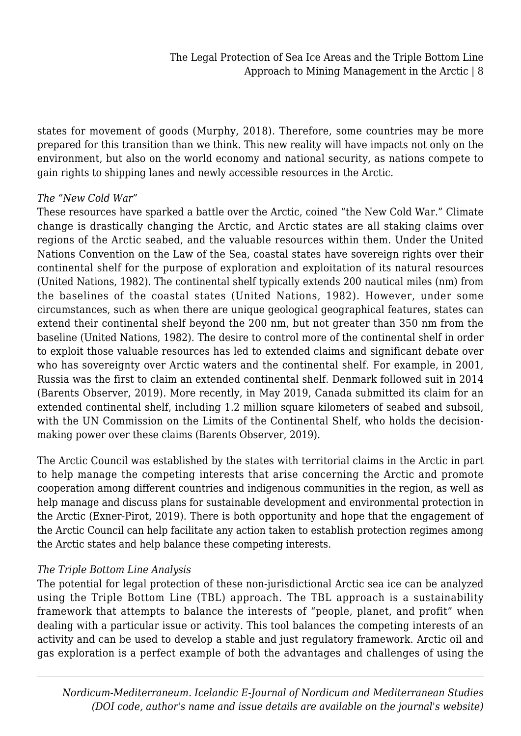states for movement of goods (Murphy, 2018). Therefore, some countries may be more prepared for this transition than we think. This new reality will have impacts not only on the environment, but also on the world economy and national security, as nations compete to gain rights to shipping lanes and newly accessible resources in the Arctic.

*The "New Cold War"*

These resources have sparked a battle over the Arctic, coined "the New Cold War." Climate change is drastically changing the Arctic, and Arctic states are all staking claims over regions of the Arctic seabed, and the valuable resources within them. Under the United Nations Convention on the Law of the Sea, coastal states have sovereign rights over their continental shelf for the purpose of exploration and exploitation of its natural resources (United Nations, 1982). The continental shelf typically extends 200 nautical miles (nm) from the baselines of the coastal states (United Nations, 1982). However, under some circumstances, such as when there are unique geological geographical features, states can extend their continental shelf beyond the 200 nm, but not greater than 350 nm from the baseline (United Nations, 1982). The desire to control more of the continental shelf in order to exploit those valuable resources has led to extended claims and significant debate over who has sovereignty over Arctic waters and the continental shelf. For example, in 2001, Russia was the first to claim an extended continental shelf. Denmark followed suit in 2014 (Barents Observer, 2019). More recently, in May 2019, Canada submitted its claim for an extended continental shelf, including 1.2 million square kilometers of seabed and subsoil, with the UN Commission on the Limits of the Continental Shelf, who holds the decision-making power over these claims (Barents Observer, 2019).

The Arctic Council was established by the states with territorial claims in the Arctic in part to help manage the competing interests that arise concerning the Arctic and promote cooperation among different countries and indigenous communities in the region, as well as help manage and discuss plans for sustainable development and environmental protection in the Arctic (Exner-Pirot, 2019). There is both opportunity and hope that the engagement of the Arctic Council can help facilitate any action taken to establish protection regimes among the Arctic states and help balance these competing interests.

*The Triple Bottom Line Analysis*

The potential for legal protection of these non-jurisdictional Arctic sea ice can be analyzed using the Triple Bottom Line (TBL) approach. The TBL approach is a sustainability framework that attempts to balance the interests of "people, planet, and profit" when dealing with a particular issue or activity. This tool balances the competing interests of an activity and can be used to develop a stable and just regulatory framework. Arctic oil and gas exploration is a perfect example of both the advantages and challenges of using the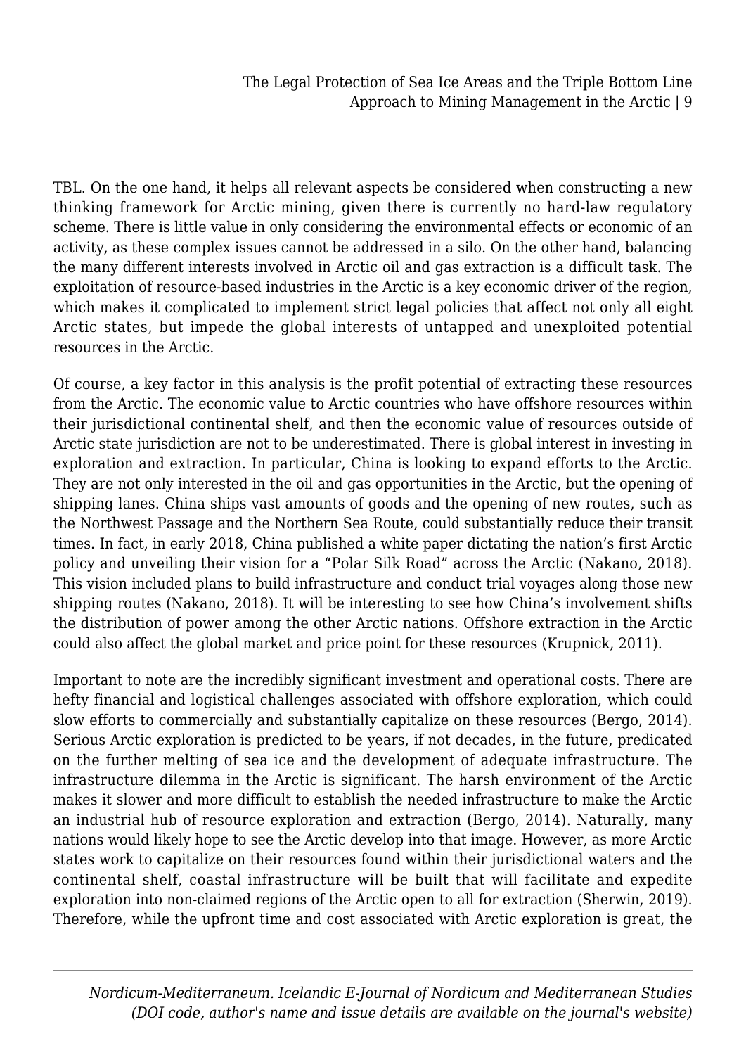TBL. On the one hand, it helps all relevant aspects be considered when constructing a new thinking framework for Arctic mining, given there is currently no hard-law regulatory scheme. There is little value in only considering the environmental effects or economic of an activity, as these complex issues cannot be addressed in a silo. On the other hand, balancing the many different interests involved in Arctic oil and gas extraction is a difficult task. The exploitation of resource-based industries in the Arctic is a key economic driver of the region, which makes it complicated to implement strict legal policies that affect not only all eight Arctic states, but impede the global interests of untapped and unexploited potential resources in the Arctic.

Of course, a key factor in this analysis is the profit potential of extracting these resources from the Arctic. The economic value to Arctic countries who have offshore resources within their jurisdictional continental shelf, and then the economic value of resources outside of Arctic state jurisdiction are not to be underestimated. There is global interest in investing in exploration and extraction. In particular, China is looking to expand efforts to the Arctic. They are not only interested in the oil and gas opportunities in the Arctic, but the opening of shipping lanes. China ships vast amounts of goods and the opening of new routes, such as the Northwest Passage and the Northern Sea Route, could substantially reduce their transit times. In fact, in early 2018, China published a white paper dictating the nation's first Arctic policy and unveiling their vision for a "Polar Silk Road" across the Arctic (Nakano, 2018). This vision included plans to build infrastructure and conduct trial voyages along those new shipping routes (Nakano, 2018). It will be interesting to see how China's involvement shifts the distribution of power among the other Arctic nations. Offshore extraction in the Arctic could also affect the global market and price point for these resources (Krupnick, 2011).

Important to note are the incredibly significant investment and operational costs. There are hefty financial and logistical challenges associated with offshore exploration, which could slow efforts to commercially and substantially capitalize on these resources (Bergo, 2014). Serious Arctic exploration is predicted to be years, if not decades, in the future, predicated on the further melting of sea ice and the development of adequate infrastructure. The infrastructure dilemma in the Arctic is significant. The harsh environment of the Arctic makes it slower and more difficult to establish the needed infrastructure to make the Arctic an industrial hub of resource exploration and extraction (Bergo, 2014). Naturally, many nations would likely hope to see the Arctic develop into that image. However, as more Arctic states work to capitalize on their resources found within their jurisdictional waters and the continental shelf, coastal infrastructure will be built that will facilitate and expedite exploration into non-claimed regions of the Arctic open to all for extraction (Sherwin, 2019). Therefore, while the upfront time and cost associated with Arctic exploration is great, the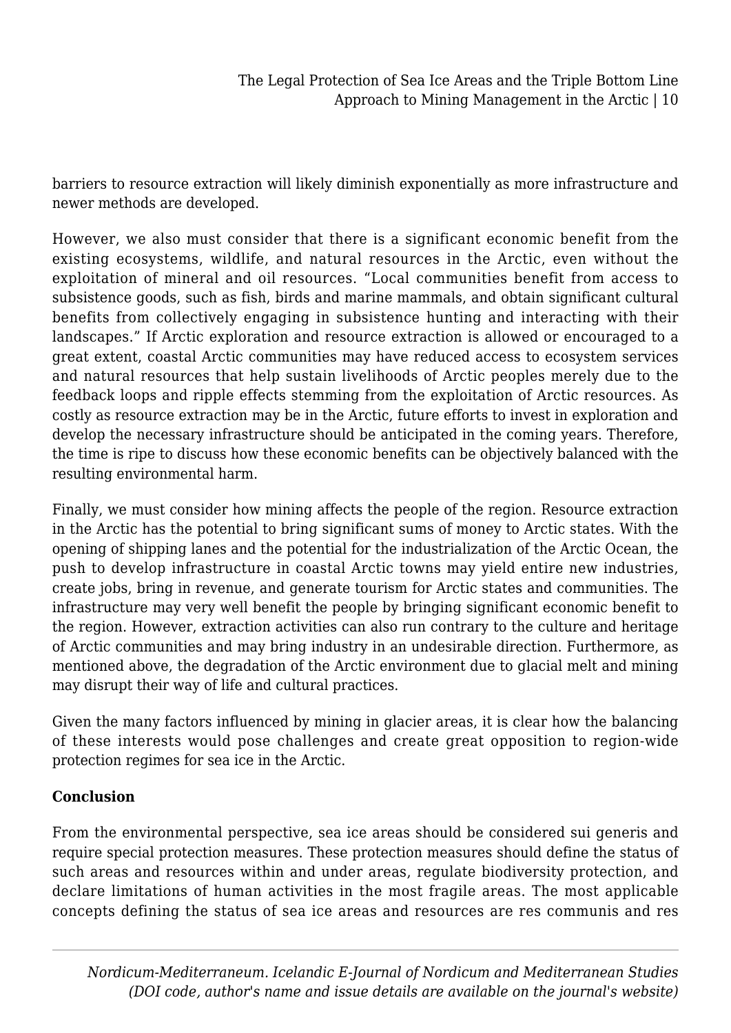barriers to resource extraction will likely diminish exponentially as more infrastructure and newer methods are developed.

However, we also must consider that there is a significant economic benefit from the existing ecosystems, wildlife, and natural resources in the Arctic, even without the exploitation of mineral and oil resources. "Local communities benefit from access to subsistence goods, such as fish, birds and marine mammals, and obtain significant cultural benefits from collectively engaging in subsistence hunting and interacting with their landscapes." If Arctic exploration and resource extraction is allowed or encouraged to a great extent, coastal Arctic communities may have reduced access to ecosystem services and natural resources that help sustain livelihoods of Arctic peoples merely due to the feedback loops and ripple effects stemming from the exploitation of Arctic resources. As costly as resource extraction may be in the Arctic, future efforts to invest in exploration and develop the necessary infrastructure should be anticipated in the coming years. Therefore, the time is ripe to discuss how these economic benefits can be objectively balanced with the resulting environmental harm.

Finally, we must consider how mining affects the people of the region. Resource extraction in the Arctic has the potential to bring significant sums of money to Arctic states. With the opening of shipping lanes and the potential for the industrialization of the Arctic Ocean, the push to develop infrastructure in coastal Arctic towns may yield entire new industries, create jobs, bring in revenue, and generate tourism for Arctic states and communities. The infrastructure may very well benefit the people by bringing significant economic benefit to the region. However, extraction activities can also run contrary to the culture and heritage of Arctic communities and may bring industry in an undesirable direction. Furthermore, as mentioned above, the degradation of the Arctic environment due to glacial melt and mining may disrupt their way of life and cultural practices.

Given the many factors influenced by mining in glacier areas, it is clear how the balancing of these interests would pose challenges and create great opposition to region-wide protection regimes for sea ice in the Arctic.

**Conclusion**

From the environmental perspective, sea ice areas should be considered sui generis and require special protection measures. These protection measures should define the status of such areas and resources within and under areas, regulate biodiversity protection, and declare limitations of human activities in the most fragile areas. The most applicable concepts defining the status of sea ice areas and resources are res communis and res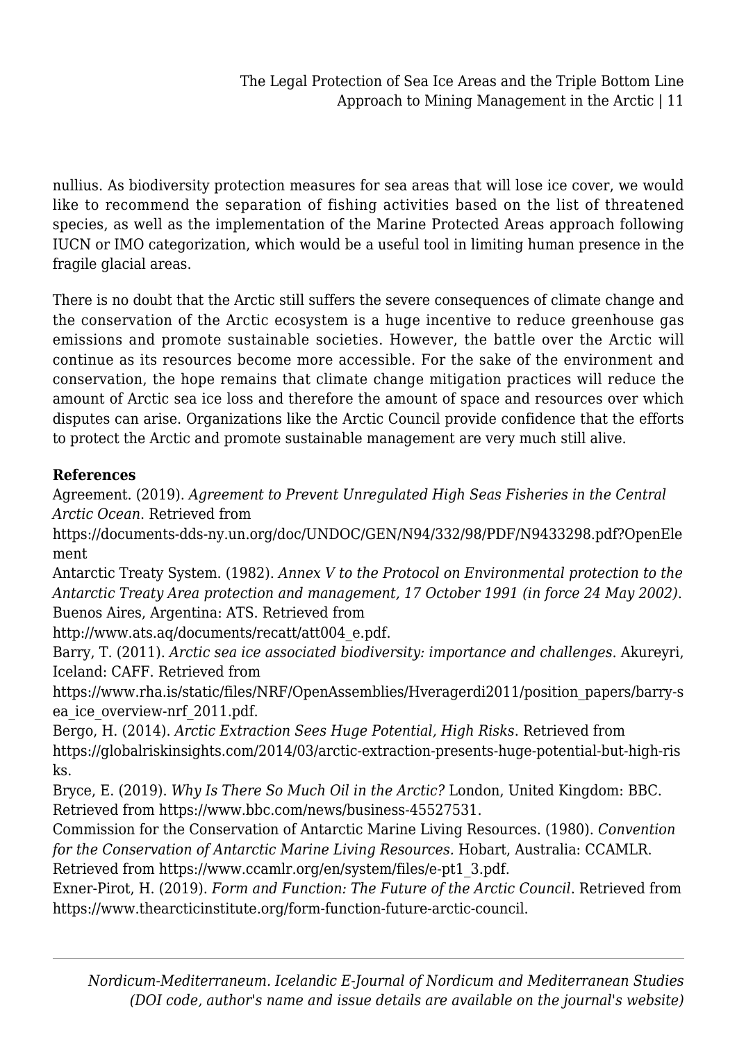nullius. As biodiversity protection measures for sea areas that will lose ice cover, we would like to recommend the separation of fishing activities based on the list of threatened species, as well as the implementation of the Marine Protected Areas approach following IUCN or IMO categorization, which would be a useful tool in limiting human presence in the fragile glacial areas.

There is no doubt that the Arctic still suffers the severe consequences of climate change and the conservation of the Arctic ecosystem is a huge incentive to reduce greenhouse gas emissions and promote sustainable societies. However, the battle over the Arctic will continue as its resources become more accessible. For the sake of the environment and conservation, the hope remains that climate change mitigation practices will reduce the amount of Arctic sea ice loss and therefore the amount of space and resources over which disputes can arise. Organizations like the Arctic Council provide confidence that the efforts to protect the Arctic and promote sustainable management are very much still alive.

**References**

Agreement. (2019). *Agreement to Prevent Unregulated High Seas Fisheries in the Central Arctic Ocean*. Retrieved from https://documents-dds-ny.un.org/doc/UNDOC/GEN/N94/332/98/PDF/N9433298.pdf?OpenElement

Antarctic Treaty System. (1982). *Annex V to the Protocol on Environmental protection to the Antarctic Treaty Area protection and management, 17 October 1991 (in force 24 May 2002).* Buenos Aires, Argentina: ATS. Retrieved from http://www.ats.aq/documents/recatt/att004_e.pdf.

Barry, T. (2011). *Arctic sea ice associated biodiversity: importance and challenges*. Akureyri, Iceland: CAFF. Retrieved from https://www.rha.is/static/files/NRF/OpenAssemblies/Hveragerdi2011/position_papers/barry-sea_ice_overview-nrf_2011.pdf.

Bergo, H. (2014). *Arctic Extraction Sees Huge Potential, High Risks*. Retrieved from https://globalriskinsights.com/2014/03/arctic-extraction-presents-huge-potential-but-high-risks.

Bryce, E. (2019). *Why Is There So Much Oil in the Arctic?* London, United Kingdom: BBC. Retrieved from https://www.bbc.com/news/business-45527531.

Commission for the Conservation of Antarctic Marine Living Resources. (1980). *Convention for the Conservation of Antarctic Marine Living Resources.* Hobart, Australia: CCAMLR. Retrieved from https://www.ccamlr.org/en/system/files/e-pt1_3.pdf.

Exner-Pirot, H. (2019). *Form and Function: The Future of the Arctic Council*. Retrieved from https://www.thearcticinstitute.org/form-function-future-arctic-council.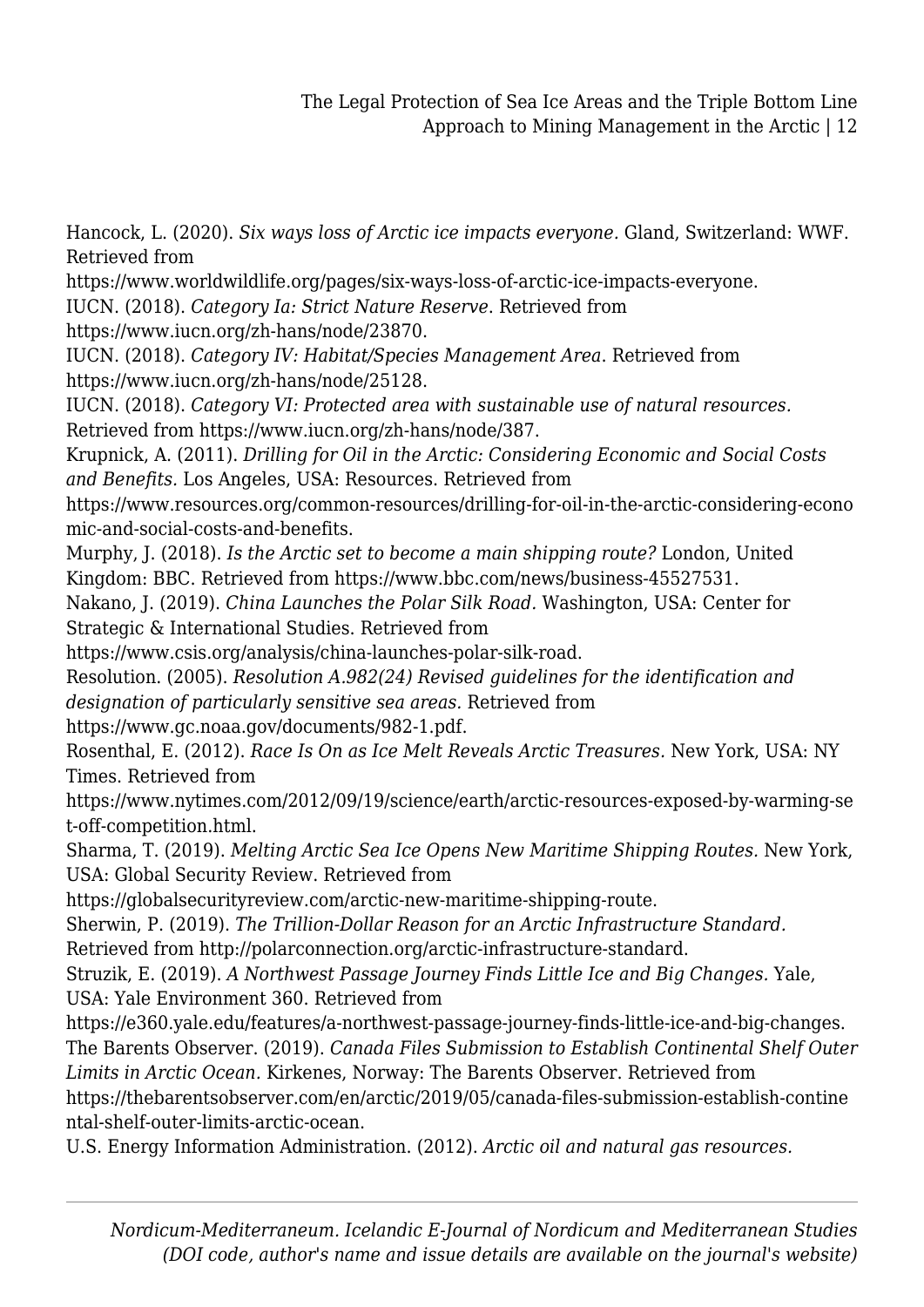Hancock, L. (2020). *Six ways loss of Arctic ice impacts everyone.* Gland, Switzerland: WWF. Retrieved from https://www.worldwildlife.org/pages/six-ways-loss-of-arctic-ice-impacts-everyone.

IUCN. (2018). *Category Ia: Strict Nature Reserve*. Retrieved from https://www.iucn.org/zh-hans/node/23870.

IUCN. (2018). *Category IV: Habitat/Species Management Area*. Retrieved from https://www.iucn.org/zh-hans/node/25128.

IUCN. (2018). *Category VI: Protected area with sustainable use of natural resources.* Retrieved from https://www.iucn.org/zh-hans/node/387.

Krupnick, A. (2011). *Drilling for Oil in the Arctic: Considering Economic and Social Costs and Benefits.* Los Angeles, USA: Resources. Retrieved from https://www.resources.org/common-resources/drilling-for-oil-in-the-arctic-considering-economic-and-social-costs-and-benefits.

Murphy, J. (2018). *Is the Arctic set to become a main shipping route?* London, United Kingdom: BBC. Retrieved from https://www.bbc.com/news/business-45527531.

Nakano, J. (2019). *China Launches the Polar Silk Road.* Washington, USA: Center for Strategic & International Studies. Retrieved from https://www.csis.org/analysis/china-launches-polar-silk-road.

Resolution. (2005). *Resolution A.982(24) Revised guidelines for the identification and designation of particularly sensitive sea areas.* Retrieved from https://www.gc.noaa.gov/documents/982-1.pdf.

Rosenthal, E. (2012). *Race Is On as Ice Melt Reveals Arctic Treasures.* New York, USA: NY Times. Retrieved from https://www.nytimes.com/2012/09/19/science/earth/arctic-resources-exposed-by-warming-set-off-competition.html.

Sharma, T. (2019). *Melting Arctic Sea Ice Opens New Maritime Shipping Routes.* New York, USA: Global Security Review. Retrieved from https://globalsecurityreview.com/arctic-new-maritime-shipping-route.

Sherwin, P. (2019). *The Trillion-Dollar Reason for an Arctic Infrastructure Standard.* Retrieved from http://polarconnection.org/arctic-infrastructure-standard.

Struzik, E. (2019). *A Northwest Passage Journey Finds Little Ice and Big Changes.* Yale, USA: Yale Environment 360. Retrieved from https://e360.yale.edu/features/a-northwest-passage-journey-finds-little-ice-and-big-changes.

The Barents Observer. (2019). *Canada Files Submission to Establish Continental Shelf Outer Limits in Arctic Ocean.* Kirkenes, Norway: The Barents Observer. Retrieved from https://thebarentsobserver.com/en/arctic/2019/05/canada-files-submission-establish-continental-shelf-outer-limits-arctic-ocean.

U.S. Energy Information Administration. (2012). *Arctic oil and natural gas resources.*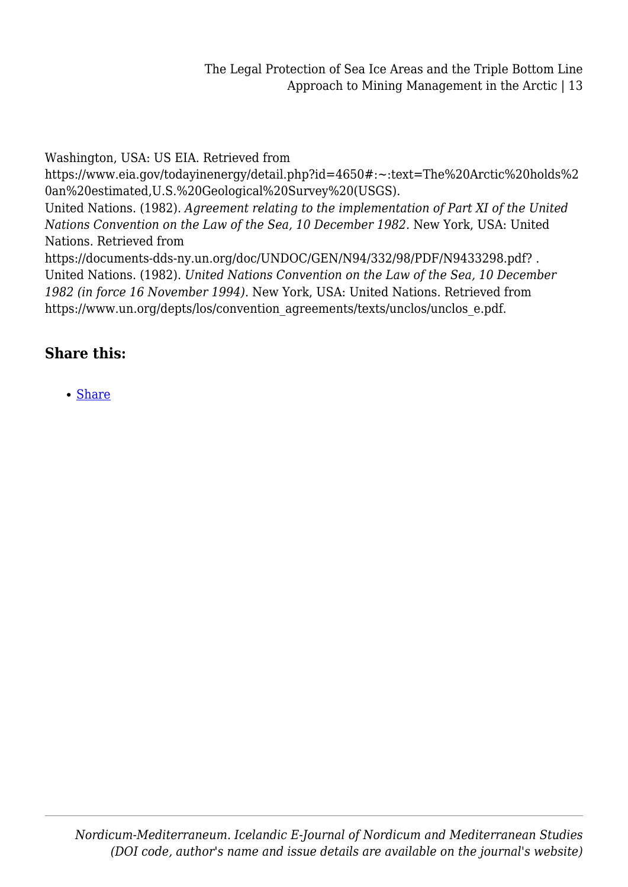Washington, USA: US EIA. Retrieved from https://www.eia.gov/todayinenergy/detail.php?id=4650#:~:text=The%20Arctic%20holds%20an%20estimated,U.S.%20Geological%20Survey%20(USGS).

United Nations. (1982). *Agreement relating to the implementation of Part XI of the United Nations Convention on the Law of the Sea, 10 December 1982.* New York, USA: United Nations. Retrieved from https://documents-dds-ny.un.org/doc/UNDOC/GEN/N94/332/98/PDF/N9433298.pdf? .

United Nations. (1982). *United Nations Convention on the Law of the Sea, 10 December 1982 (in force 16 November 1994).* New York, USA: United Nations. Retrieved from https://www.un.org/depts/los/convention_agreements/texts/unclos/unclos_e.pdf.

### Share this:

- Share